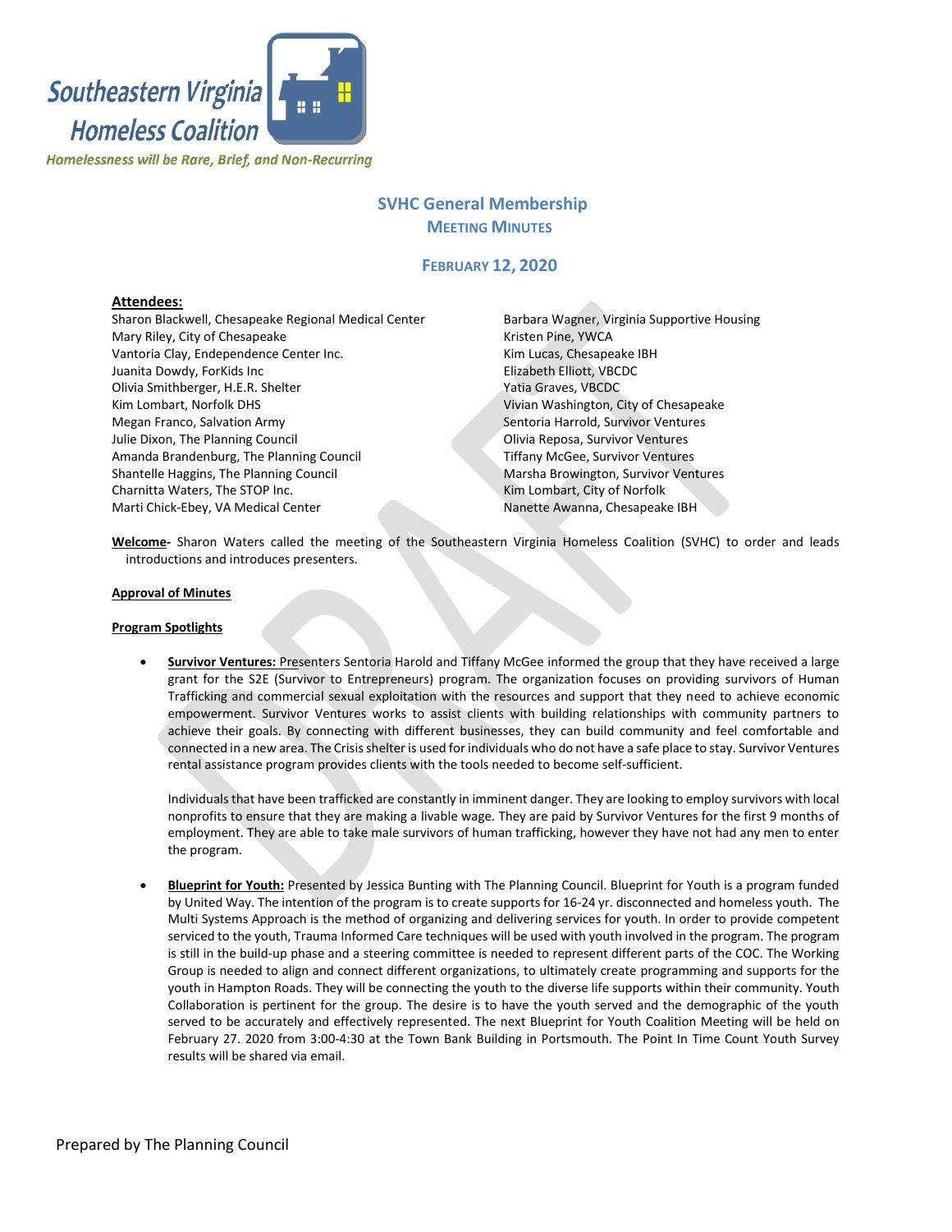Southeastern Virginia Homeless Coalition

*Homelessness will be Rare, Brief, and Non-Recurring*

# SVHC General Membership
## Meeting Minutes

### February 12, 2020

**Attendees:**

Sharon Blackwell, Chesapeake Regional Medical Center
Mary Riley, City of Chesapeake
Vantoria Clay, Endependence Center Inc.
Juanita Dowdy, ForKids Inc
Olivia Smithberger, H.E.R. Shelter
Kim Lombart, Norfolk DHS
Megan Franco, Salvation Army
Julie Dixon, The Planning Council
Amanda Brandenburg, The Planning Council
Shantelle Haggins, The Planning Council
Charnitta Waters, The STOP Inc.
Marti Chick-Ebey, VA Medical Center
Barbara Wagner, Virginia Supportive Housing
Kristen Pine, YWCA
Kim Lucas, Chesapeake IBH
Elizabeth Elliott, VBCDC
Yatia Graves, VBCDC
Vivian Washington, City of Chesapeake
Sentoria Harrold, Survivor Ventures
Olivia Reposa, Survivor Ventures
Tiffany McGee, Survivor Ventures
Marsha Browington, Survivor Ventures
Kim Lombart, City of Norfolk
Nanette Awanna, Chesapeake IBH

**Welcome**- Sharon Waters called the meeting of the Southeastern Virginia Homeless Coalition (SVHC) to order and leads introductions and introduces presenters.

**Approval of Minutes**

**Program Spotlights**

- **Survivor Ventures:** Presenters Sentoria Harold and Tiffany McGee informed the group that they have received a large grant for the S2E (Survivor to Entrepreneurs) program. The organization focuses on providing survivors of Human Trafficking and commercial sexual exploitation with the resources and support that they need to achieve economic empowerment. Survivor Ventures works to assist clients with building relationships with community partners to achieve their goals. By connecting with different businesses, they can build community and feel comfortable and connected in a new area. The Crisis shelter is used for individuals who do not have a safe place to stay. Survivor Ventures rental assistance program provides clients with the tools needed to become self-sufficient.

  Individuals that have been trafficked are constantly in imminent danger. They are looking to employ survivors with local nonprofits to ensure that they are making a livable wage. They are paid by Survivor Ventures for the first 9 months of employment. They are able to take male survivors of human trafficking, however they have not had any men to enter the program.

- **Blueprint for Youth:** Presented by Jessica Bunting with The Planning Council. Blueprint for Youth is a program funded by United Way. The intention of the program is to create supports for 16-24 yr. disconnected and homeless youth. The Multi Systems Approach is the method of organizing and delivering services for youth. In order to provide competent serviced to the youth, Trauma Informed Care techniques will be used with youth involved in the program. The program is still in the build-up phase and a steering committee is needed to represent different parts of the COC. The Working Group is needed to align and connect different organizations, to ultimately create programming and supports for the youth in Hampton Roads. They will be connecting the youth to the diverse life supports within their community. Youth Collaboration is pertinent for the group. The desire is to have the youth served and the demographic of the youth served to be accurately and effectively represented. The next Blueprint for Youth Coalition Meeting will be held on February 27. 2020 from 3:00-4:30 at the Town Bank Building in Portsmouth. The Point In Time Count Youth Survey results will be shared via email.

Prepared by The Planning Council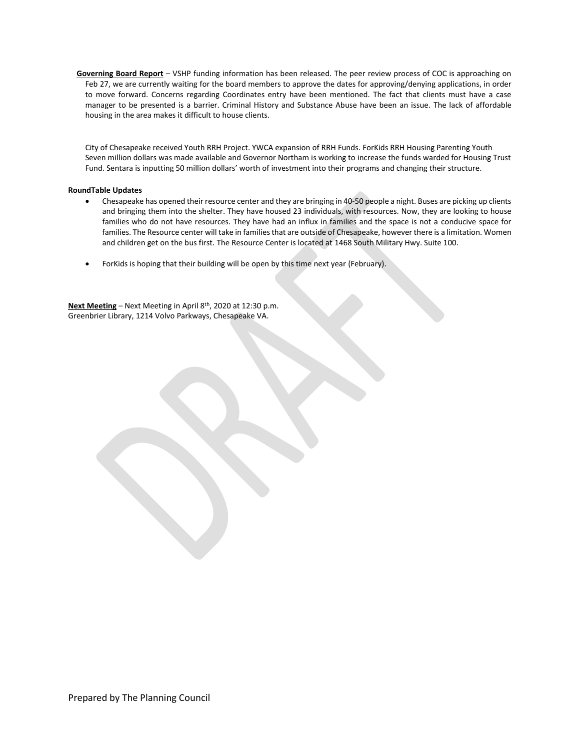**Governing Board Report** – VSHP funding information has been released. The peer review process of COC is approaching on Feb 27, we are currently waiting for the board members to approve the dates for approving/denying applications, in order to move forward. Concerns regarding Coordinates entry have been mentioned. The fact that clients must have a case manager to be presented is a barrier. Criminal History and Substance Abuse have been an issue. The lack of affordable housing in the area makes it difficult to house clients.

City of Chesapeake received Youth RRH Project. YWCA expansion of RRH Funds. ForKids RRH Housing Parenting Youth Seven million dollars was made available and Governor Northam is working to increase the funds warded for Housing Trust Fund. Sentara is inputting 50 million dollars' worth of investment into their programs and changing their structure.

**RoundTable Updates**

- Chesapeake has opened their resource center and they are bringing in 40-50 people a night. Buses are picking up clients and bringing them into the shelter. They have housed 23 individuals, with resources. Now, they are looking to house families who do not have resources. They have had an influx in families and the space is not a conducive space for families. The Resource center will take in families that are outside of Chesapeake, however there is a limitation. Women and children get on the bus first. The Resource Center is located at 1468 South Military Hwy. Suite 100.
- ForKids is hoping that their building will be open by this time next year (February).

**Next Meeting** – Next Meeting in April 8th, 2020 at 12:30 p.m.
Greenbrier Library, 1214 Volvo Parkways, Chesapeake VA.

Prepared by The Planning Council